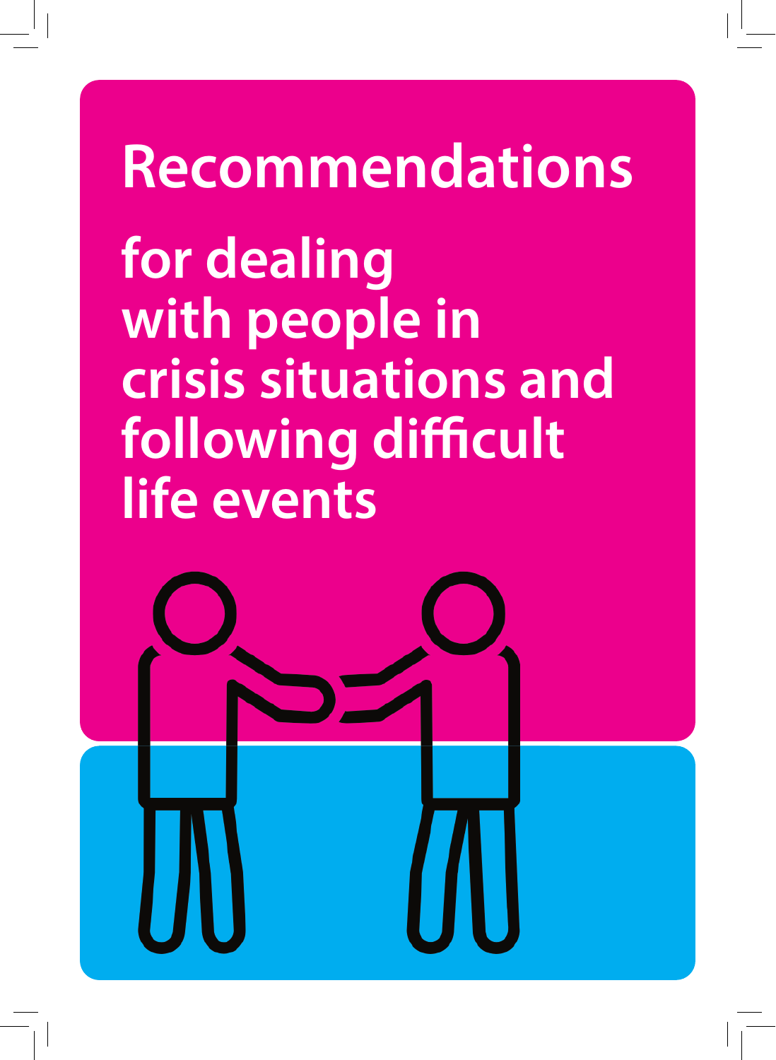# Recommendations

## for dealing with people in crisis situations and following difficult life events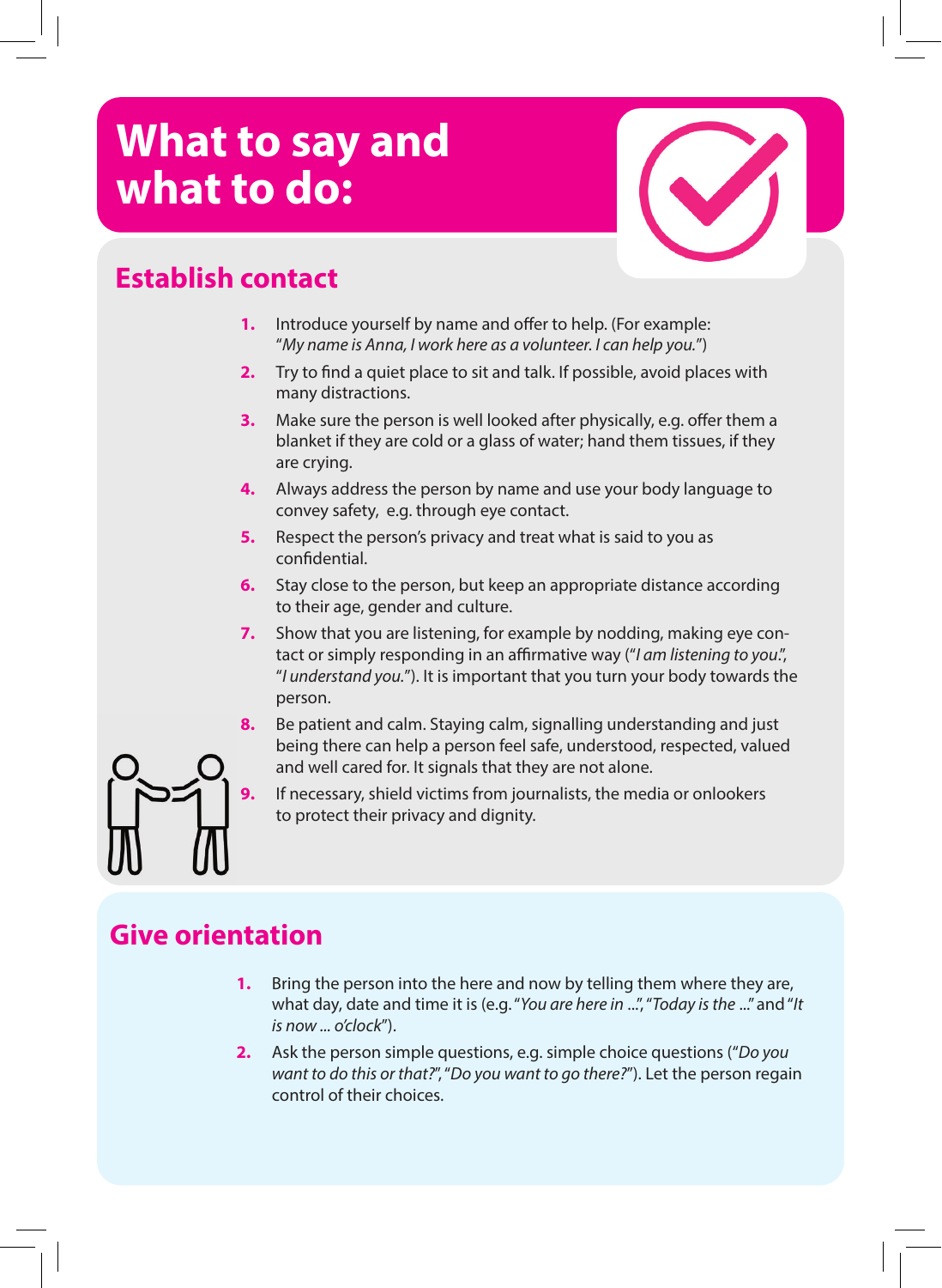# What to say and what to do:

## Establish contact

1. Introduce yourself by name and offer to help. (For example: "*My name is Anna, I work here as a volunteer. I can help you.*")
2. Try to find a quiet place to sit and talk. If possible, avoid places with many distractions.
3. Make sure the person is well looked after physically, e.g. offer them a blanket if they are cold or a glass of water; hand them tissues, if they are crying.
4. Always address the person by name and use your body language to convey safety, e.g. through eye contact.
5. Respect the person's privacy and treat what is said to you as confidential.
6. Stay close to the person, but keep an appropriate distance according to their age, gender and culture.
7. Show that you are listening, for example by nodding, making eye contact or simply responding in an affirmative way ("*I am listening to you.*", "*I understand you.*"). It is important that you turn your body towards the person.
8. Be patient and calm. Staying calm, signalling understanding and just being there can help a person feel safe, understood, respected, valued and well cared for. It signals that they are not alone.
9. If necessary, shield victims from journalists, the media or onlookers to protect their privacy and dignity.

## Give orientation

1. Bring the person into the here and now by telling them where they are, what day, date and time it is (e.g. "*You are here in ...*", "*Today is the ...*" and "*It is now ... o'clock*").
2. Ask the person simple questions, e.g. simple choice questions ("*Do you want to do this or that?*", "*Do you want to go there?*"). Let the person regain control of their choices.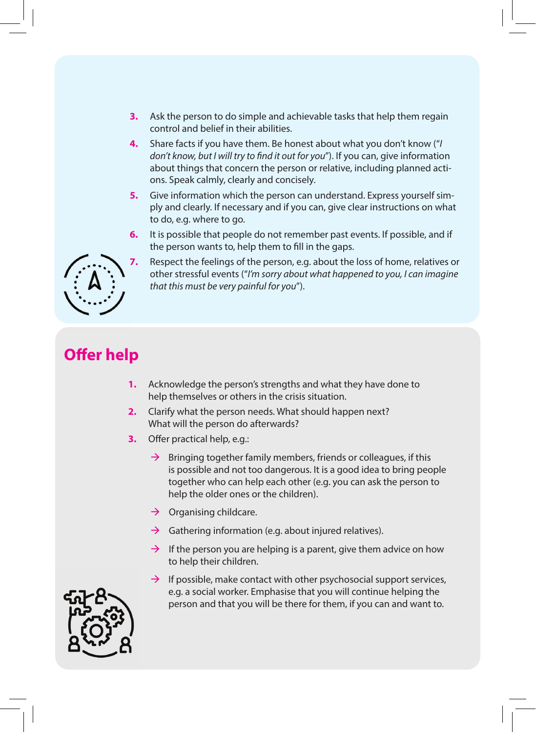3. Ask the person to do simple and achievable tasks that help them regain control and belief in their abilities.
4. Share facts if you have them. Be honest about what you don't know ("*I don't know, but I will try to find it out for you*"). If you can, give information about things that concern the person or relative, including planned actions. Speak calmly, clearly and concisely.
5. Give information which the person can understand. Express yourself simply and clearly. If necessary and if you can, give clear instructions on what to do, e.g. where to go.
6. It is possible that people do not remember past events. If possible, and if the person wants to, help them to fill in the gaps.
7. Respect the feelings of the person, e.g. about the loss of home, relatives or other stressful events ("*I'm sorry about what happened to you, I can imagine that this must be very painful for you*").

## Offer help

1. Acknowledge the person's strengths and what they have done to help themselves or others in the crisis situation.
2. Clarify what the person needs. What should happen next? What will the person do afterwards?
3. Offer practical help, e.g.:
   - → Bringing together family members, friends or colleagues, if this is possible and not too dangerous. It is a good idea to bring people together who can help each other (e.g. you can ask the person to help the older ones or the children).
   - → Organising childcare.
   - → Gathering information (e.g. about injured relatives).
   - → If the person you are helping is a parent, give them advice on how to help their children.
   - → If possible, make contact with other psychosocial support services, e.g. a social worker. Emphasise that you will continue helping the person and that you will be there for them, if you can and want to.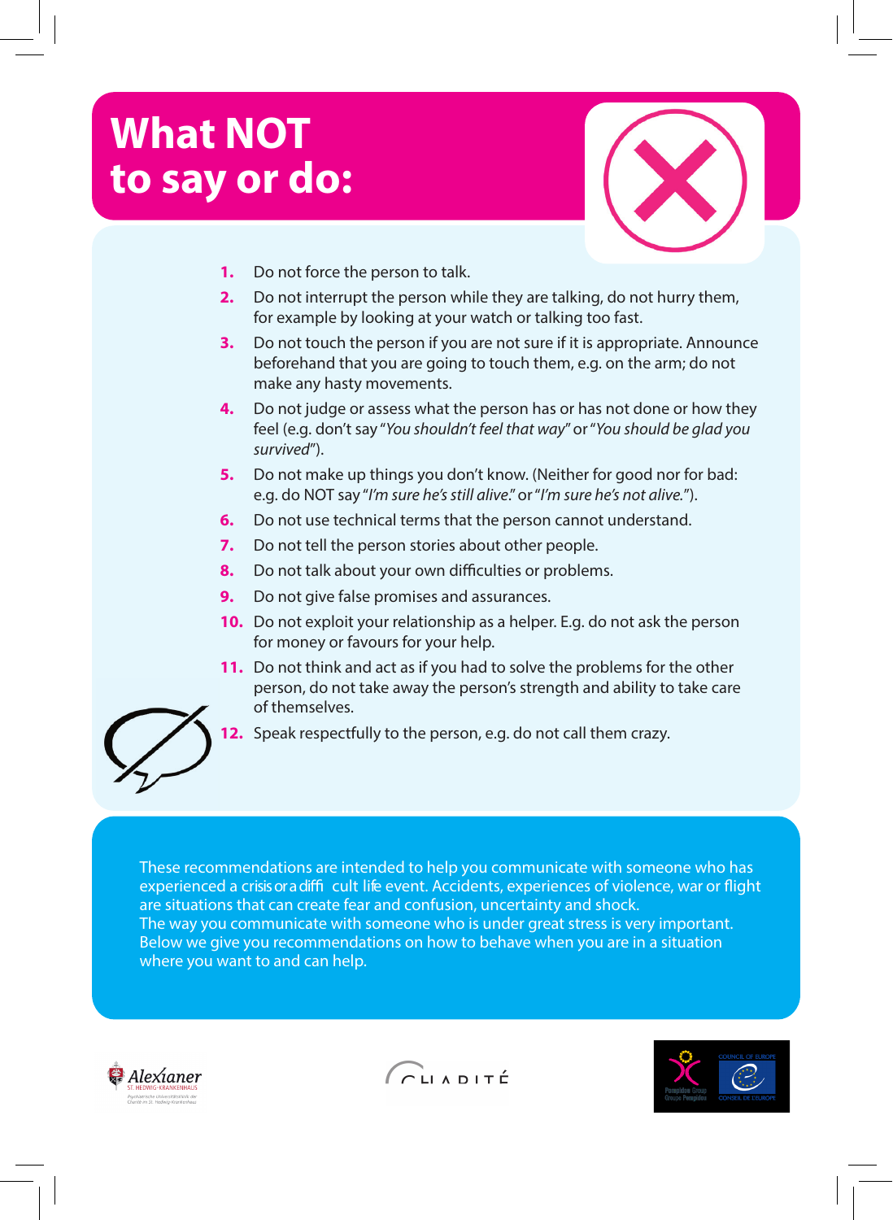# What NOT to say or do:

1. Do not force the person to talk.
2. Do not interrupt the person while they are talking, do not hurry them, for example by looking at your watch or talking too fast.
3. Do not touch the person if you are not sure if it is appropriate. Announce beforehand that you are going to touch them, e.g. on the arm; do not make any hasty movements.
4. Do not judge or assess what the person has or has not done or how they feel (e.g. don't say "*You shouldn't feel that way*" or "*You should be glad you survived*").
5. Do not make up things you don't know. (Neither for good nor for bad: e.g. do NOT say "*I'm sure he's still alive.*" or "*I'm sure he's not alive.*").
6. Do not use technical terms that the person cannot understand.
7. Do not tell the person stories about other people.
8. Do not talk about your own difficulties or problems.
9. Do not give false promises and assurances.
10. Do not exploit your relationship as a helper. E.g. do not ask the person for money or favours for your help.
11. Do not think and act as if you had to solve the problems for the other person, do not take away the person's strength and ability to take care of themselves.
12. Speak respectfully to the person, e.g. do not call them crazy.

These recommendations are intended to help you communicate with someone who has experienced a crisis or a difficult life event. Accidents, experiences of violence, war or flight are situations that can create fear and confusion, uncertainty and shock.
The way you communicate with someone who is under great stress is very important. Below we give you recommendations on how to behave when you are in a situation where you want to and can help.

Alexianer ST. HEDWIG-KRANKENHAUS

CHARITÉ

Pompidou Group / Groupe Pompidou

COUNCIL OF EUROPE / CONSEIL DE L'EUROPE